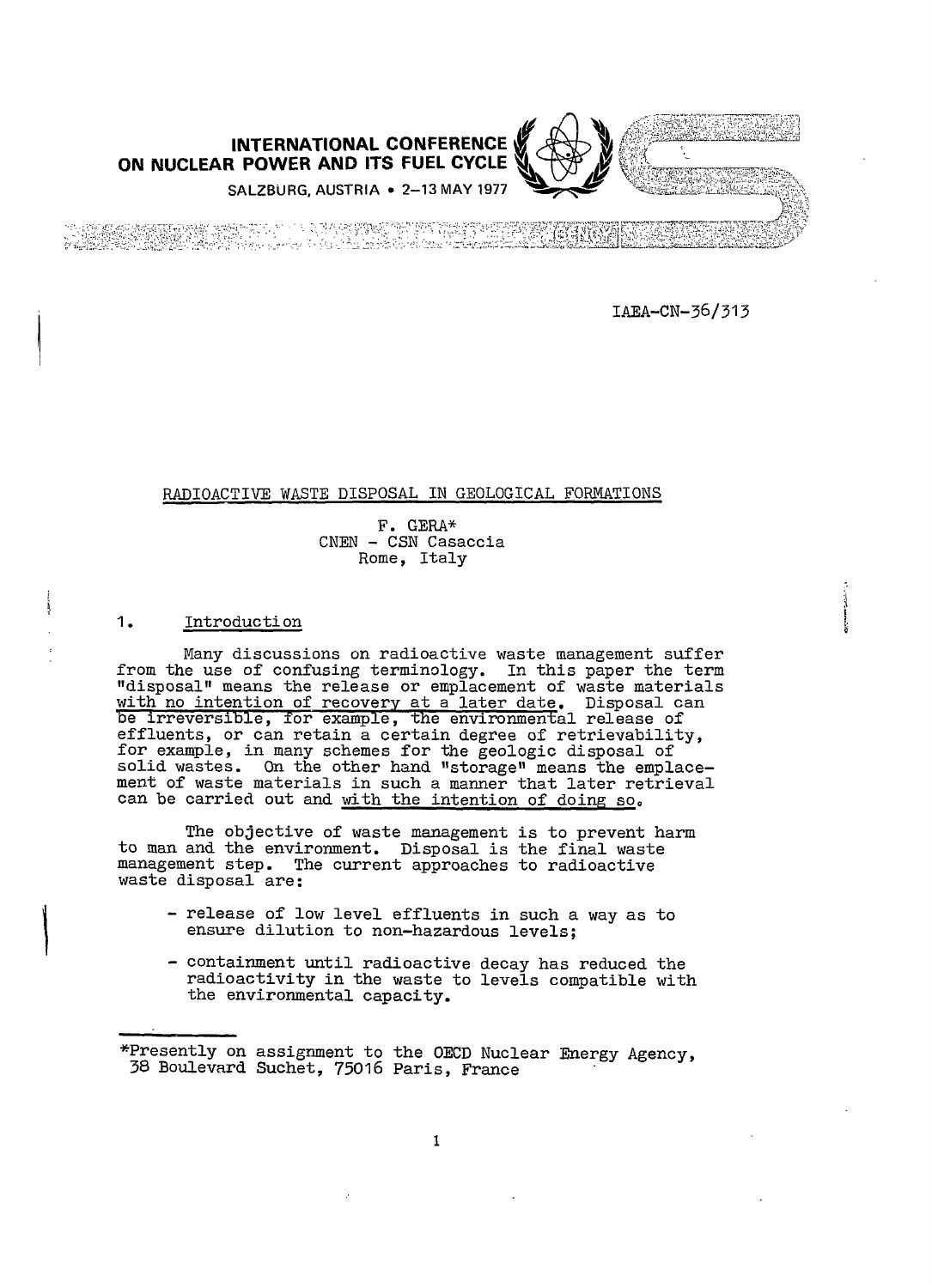INTERNATIONAL CONFERENCE ON NUCLEAR POWER AND ITS FUEL CYCLE

SALZBURG, AUSTRIA • 2–13 MAY 1977

IAEA-CN-36/313

# RADIOACTIVE WASTE DISPOSAL IN GEOLOGICAL FORMATIONS

F. GERA*
CNEN - CSN Casaccia
Rome, Italy

## 1. Introduction

Many discussions on radioactive waste management suffer from the use of confusing terminology. In this paper the term "disposal" means the release or emplacement of waste materials with no intention of recovery at a later date. Disposal can be irreversible, for example, the environmental release of effluents, or can retain a certain degree of retrievability, for example, in many schemes for the geologic disposal of solid wastes. On the other hand "storage" means the emplacement of waste materials in such a manner that later retrieval can be carried out and with the intention of doing so.

The objective of waste management is to prevent harm to man and the environment. Disposal is the final waste management step. The current approaches to radioactive waste disposal are:

- release of low level effluents in such a way as to ensure dilution to non-hazardous levels;
- containment until radioactive decay has reduced the radioactivity in the waste to levels compatible with the environmental capacity.

*Presently on assignment to the OECD Nuclear Energy Agency, 38 Boulevard Suchet, 75016 Paris, France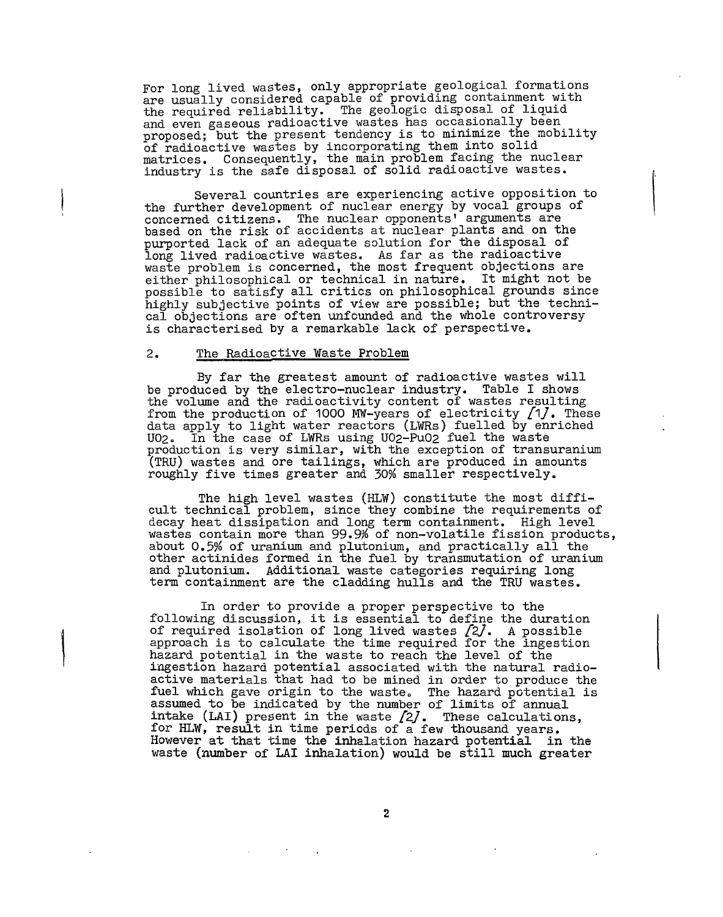For long lived wastes, only appropriate geological formations are usually considered capable of providing containment with the required reliability. The geologic disposal of liquid and even gaseous radioactive wastes has occasionally been proposed; but the present tendency is to minimize the mobility of radioactive wastes by incorporating them into solid matrices. Consequently, the main problem facing the nuclear industry is the safe disposal of solid radioactive wastes.

Several countries are experiencing active opposition to the further development of nuclear energy by vocal groups of concerned citizens. The nuclear opponents' arguments are based on the risk of accidents at nuclear plants and on the purported lack of an adequate solution for the disposal of long lived radioactive wastes. As far as the radioactive waste problem is concerned, the most frequent objections are either philosophical or technical in nature. It might not be possible to satisfy all critics on philosophical grounds since highly subjective points of view are possible; but the technical objections are often unfounded and the whole controversy is characterised by a remarkable lack of perspective.

## 2. The Radioactive Waste Problem

By far the greatest amount of radioactive wastes will be produced by the electro-nuclear industry. Table I shows the volume and the radioactivity content of wastes resulting from the production of 1000 MW-years of electricity [1]. These data apply to light water reactors (LWRs) fuelled by enriched $UO_2$. In the case of LWRs using $UO_2$-$PuO_2$ fuel the waste production is very similar, with the exception of transuranium (TRU) wastes and ore tailings, which are produced in amounts roughly five times greater and 30% smaller respectively.

The high level wastes (HLW) constitute the most difficult technical problem, since they combine the requirements of decay heat dissipation and long term containment. High level wastes contain more than 99.9% of non-volatile fission products, about 0.5% of uranium and plutonium, and practically all the other actinides formed in the fuel by transmutation of uranium and plutonium. Additional waste categories requiring long term containment are the cladding hulls and the TRU wastes.

In order to provide a proper perspective to the following discussion, it is essential to define the duration of required isolation of long lived wastes [2]. A possible approach is to calculate the time required for the ingestion hazard potential in the waste to reach the level of the ingestion hazard potential associated with the natural radioactive materials that had to be mined in order to produce the fuel which gave origin to the waste. The hazard potential is assumed to be indicated by the number of limits of annual intake (LAI) present in the waste [2]. These calculations, for HLW, result in time periods of a few thousand years. However at that time the inhalation hazard potential in the waste (number of LAI inhalation) would be still much greater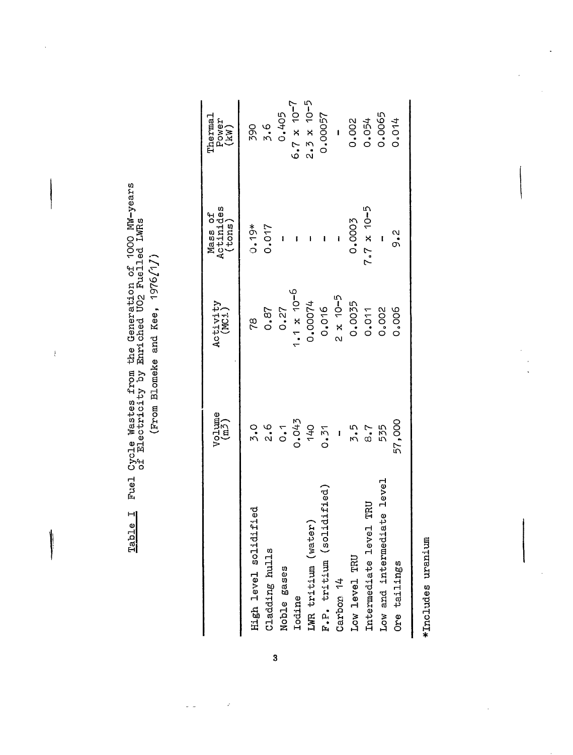Table I  Fuel Cycle Wastes from the Generation of 1000 MW-years of Electricity by Enriched UO2 Fuelled LWRs

(From Blomeke and Kee, 1976[1])

| | Volume ($m^3$) | Activity (MCi) | Mass of Actinides (tons) | Thermal Power (kW) |
|---|---|---|---|---|
| High level solidified | 3.0 | 78 | 0.19* | 390 |
| Cladding hulls | 2.6 | 0.87 | 0.017 | 3.6 |
| Noble gases | 0.1 | 0.27 | – | 0.405 |
| Iodine | 0.043 | $1.1 \times 10^{-6}$ | – | $6.7 \times 10^{-7}$ |
| LWR tritium (water) | 140 | 0.00074 | – | $2.3 \times 10^{-5}$ |
| F.P. tritium (solidified) | 0.31 | 0.016 | – | 0.00057 |
| Carbon 14 | – | $2 \times 10^{-5}$ | – | – |
| Low level TRU | 3.5 | 0.0035 | 0.0003 | 0.002 |
| Intermediate level TRU | 8.7 | 0.011 | $7.7 \times 10^{-5}$ | 0.054 |
| Low and intermediate level | 535 | 0.002 | – | 0.0065 |
| Ore tailings | 57,000 | 0.006 | 9.2 | 0.014 |

*Includes uranium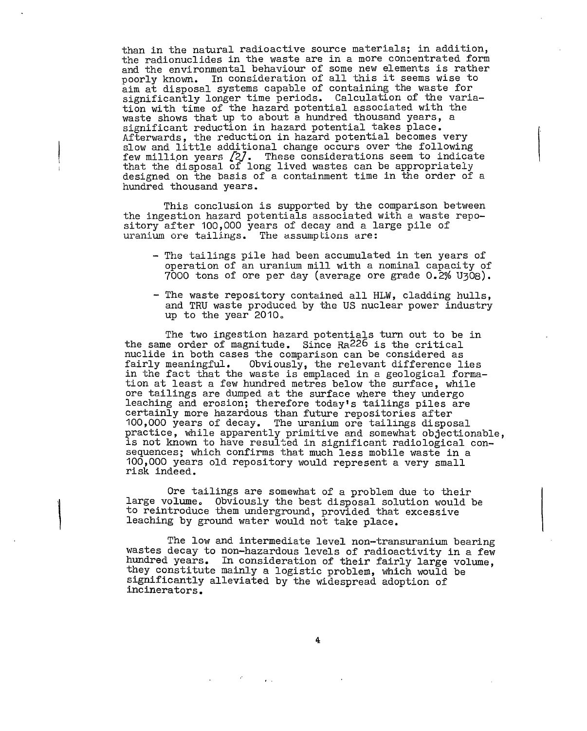than in the natural radioactive source materials; in addition, the radionuclides in the waste are in a more concentrated form and the environmental behaviour of some new elements is rather poorly known. In consideration of all this it seems wise to aim at disposal systems capable of containing the waste for significantly longer time periods. Calculation of the variation with time of the hazard potential associated with the waste shows that up to about a hundred thousand years, a significant reduction in hazard potential takes place. Afterwards, the reduction in hazard potential becomes very slow and little additional change occurs over the following few million years [2]. These considerations seem to indicate that the disposal of long lived wastes can be appropriately designed on the basis of a containment time in the order of a hundred thousand years.

This conclusion is supported by the comparison between the ingestion hazard potentials associated with a waste repository after 100,000 years of decay and a large pile of uranium ore tailings. The assumptions are:

- The tailings pile had been accumulated in ten years of operation of an uranium mill with a nominal capacity of 7000 tons of ore per day (average ore grade 0.2% $U_3O_8$).
- The waste repository contained all HLW, cladding hulls, and TRU waste produced by the US nuclear power industry up to the year 2010.

The two ingestion hazard potentials turn out to be in the same order of magnitude. Since $Ra^{226}$ is the critical nuclide in both cases the comparison can be considered as fairly meaningful. Obviously, the relevant difference lies in the fact that the waste is emplaced in a geological formation at least a few hundred metres below the surface, while ore tailings are dumped at the surface where they undergo leaching and erosion; therefore today's tailings piles are certainly more hazardous than future repositories after 100,000 years of decay. The uranium ore tailings disposal practice, while apparently primitive and somewhat objectionable, is not known to have resulted in significant radiological consequences; which confirms that much less mobile waste in a 100,000 years old repository would represent a very small risk indeed.

Ore tailings are somewhat of a problem due to their large volume. Obviously the best disposal solution would be to reintroduce them underground, provided that excessive leaching by ground water would not take place.

The low and intermediate level non-transuranium bearing wastes decay to non-hazardous levels of radioactivity in a few hundred years. In consideration of their fairly large volume, they constitute mainly a logistic problem, which would be significantly alleviated by the widespread adoption of incinerators.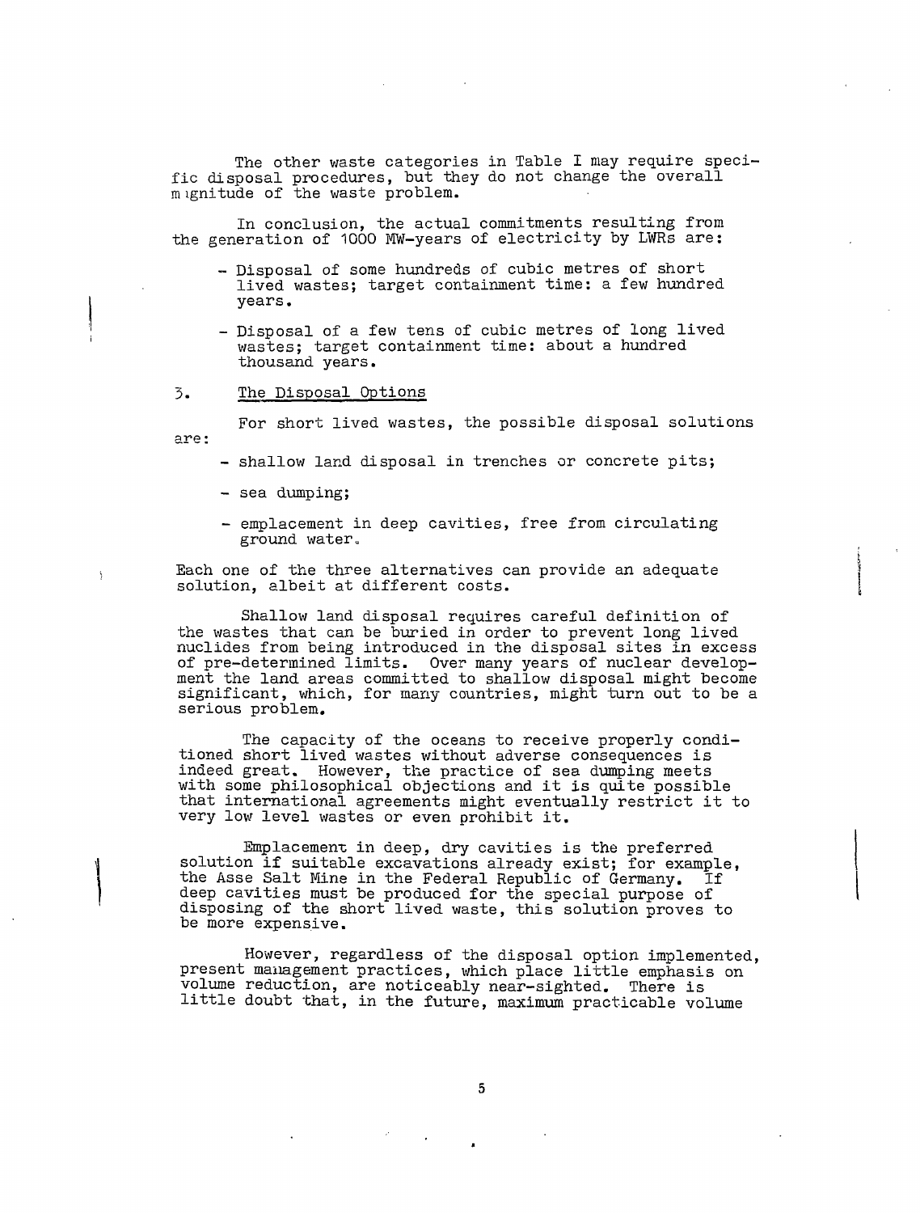The other waste categories in Table I may require specific disposal procedures, but they do not change the overall magnitude of the waste problem.

In conclusion, the actual commitments resulting from the generation of 1000 MW-years of electricity by LWRs are:

- Disposal of some hundreds of cubic metres of short lived wastes; target containment time: a few hundred years.
- Disposal of a few tens of cubic metres of long lived wastes; target containment time: about a hundred thousand years.

## 3. The Disposal Options

For short lived wastes, the possible disposal solutions are:

- shallow land disposal in trenches or concrete pits;
- sea dumping;
- emplacement in deep cavities, free from circulating ground water.

Each one of the three alternatives can provide an adequate solution, albeit at different costs.

Shallow land disposal requires careful definition of the wastes that can be buried in order to prevent long lived nuclides from being introduced in the disposal sites in excess of pre-determined limits. Over many years of nuclear development the land areas committed to shallow disposal might become significant, which, for many countries, might turn out to be a serious problem.

The capacity of the oceans to receive properly conditioned short lived wastes without adverse consequences is indeed great. However, the practice of sea dumping meets with some philosophical objections and it is quite possible that international agreements might eventually restrict it to very low level wastes or even prohibit it.

Emplacement in deep, dry cavities is the preferred solution if suitable excavations already exist; for example, the Asse Salt Mine in the Federal Republic of Germany. If deep cavities must be produced for the special purpose of disposing of the short lived waste, this solution proves to be more expensive.

However, regardless of the disposal option implemented, present management practices, which place little emphasis on volume reduction, are noticeably near-sighted. There is little doubt that, in the future, maximum practicable volume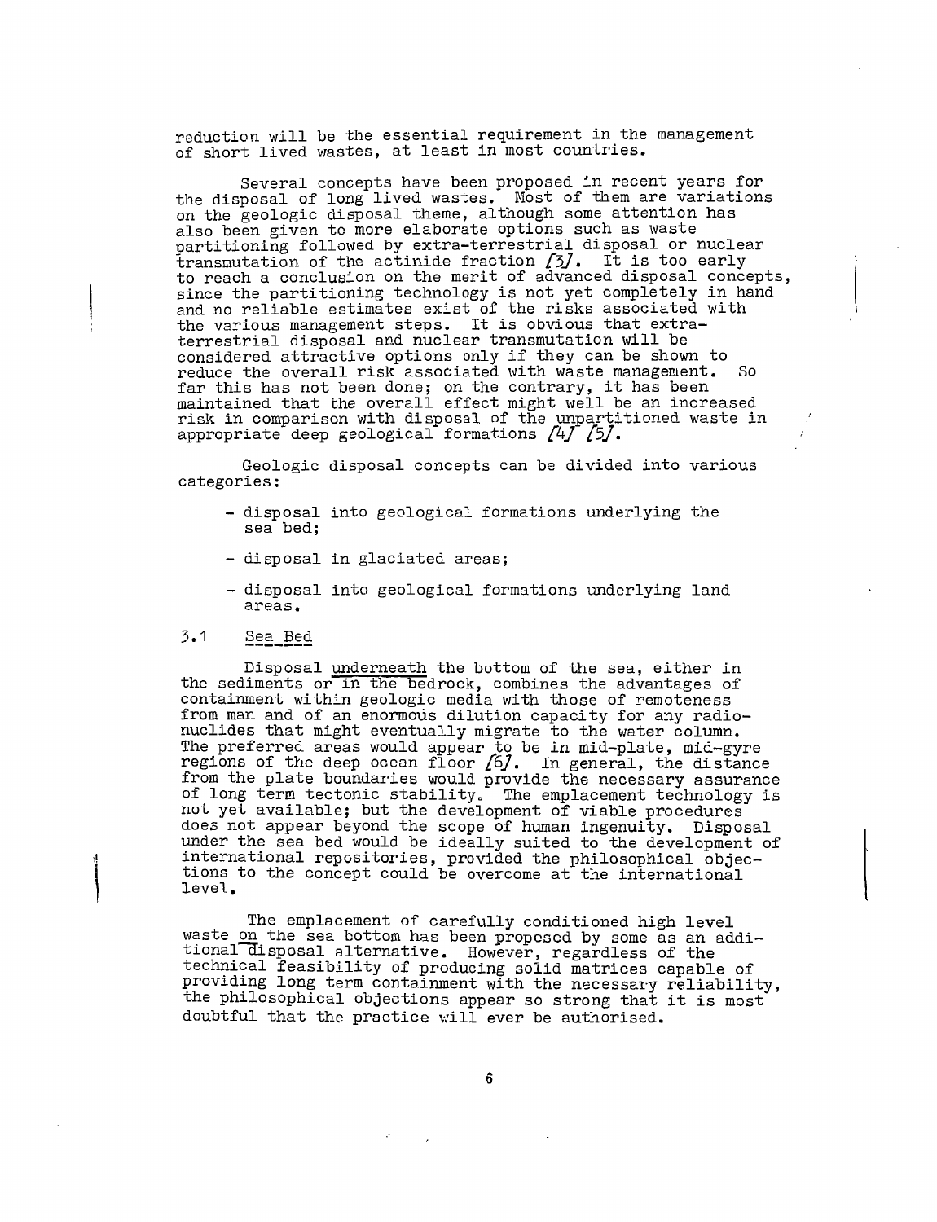reduction will be the essential requirement in the management of short lived wastes, at least in most countries.

Several concepts have been proposed in recent years for the disposal of long lived wastes. Most of them are variations on the geologic disposal theme, although some attention has also been given to more elaborate options such as waste partitioning followed by extra-terrestrial disposal or nuclear transmutation of the actinide fraction [3]. It is too early to reach a conclusion on the merit of advanced disposal concepts, since the partitioning technology is not yet completely in hand and no reliable estimates exist of the risks associated with the various management steps. It is obvious that extra-terrestrial disposal and nuclear transmutation will be considered attractive options only if they can be shown to reduce the overall risk associated with waste management. So far this has not been done; on the contrary, it has been maintained that the overall effect might well be an increased risk in comparison with disposal of the unpartitioned waste in appropriate deep geological formations [4] [5].

Geologic disposal concepts can be divided into various categories:

- disposal into geological formations underlying the sea bed;
- disposal in glaciated areas;
- disposal into geological formations underlying land areas.

### 3.1 Sea Bed

Disposal underneath the bottom of the sea, either in the sediments or in the bedrock, combines the advantages of containment within geologic media with those of remoteness from man and of an enormous dilution capacity for any radionuclides that might eventually migrate to the water column. The preferred areas would appear to be in mid-plate, mid-gyre regions of the deep ocean floor [6]. In general, the distance from the plate boundaries would provide the necessary assurance of long term tectonic stability. The emplacement technology is not yet available; but the development of viable procedures does not appear beyond the scope of human ingenuity. Disposal under the sea bed would be ideally suited to the development of international repositories, provided the philosophical objections to the concept could be overcome at the international level.

The emplacement of carefully conditioned high level waste on the sea bottom has been proposed by some as an additional disposal alternative. However, regardless of the technical feasibility of producing solid matrices capable of providing long term containment with the necessary reliability, the philosophical objections appear so strong that it is most doubtful that the practice will ever be authorised.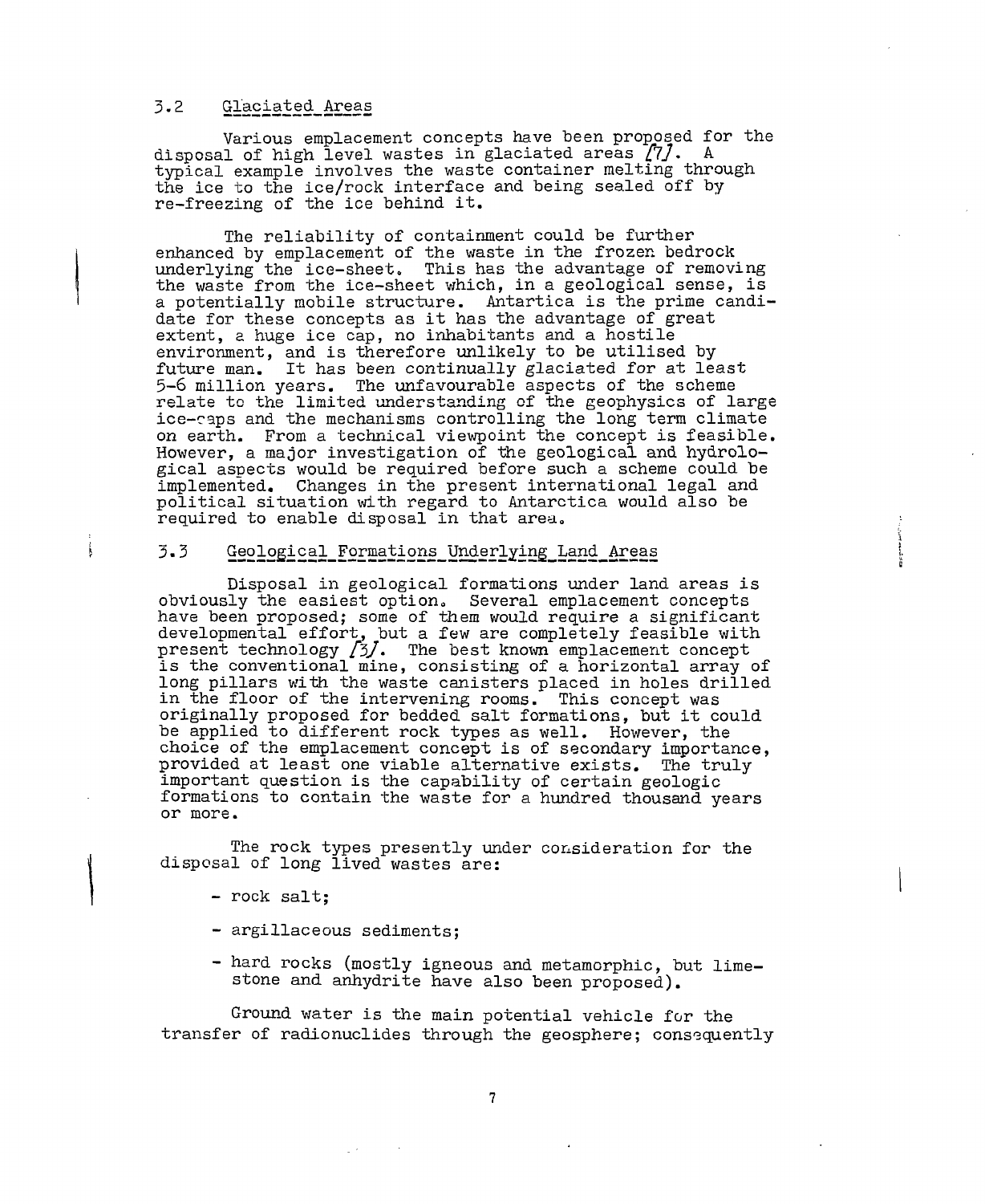### 3.2 Glaciated Areas

Various emplacement concepts have been proposed for the disposal of high level wastes in glaciated areas [7]. A typical example involves the waste container melting through the ice to the ice/rock interface and being sealed off by re-freezing of the ice behind it.

The reliability of containment could be further enhanced by emplacement of the waste in the frozen bedrock underlying the ice-sheet. This has the advantage of removing the waste from the ice-sheet which, in a geological sense, is a potentially mobile structure. Antartica is the prime candidate for these concepts as it has the advantage of great extent, a huge ice cap, no inhabitants and a hostile environment, and is therefore unlikely to be utilised by future man. It has been continually glaciated for at least 5-6 million years. The unfavourable aspects of the scheme relate to the limited understanding of the geophysics of large ice-caps and the mechanisms controlling the long term climate on earth. From a technical viewpoint the concept is feasible. However, a major investigation of the geological and hydrological aspects would be required before such a scheme could be implemented. Changes in the present international legal and political situation with regard to Antarctica would also be required to enable disposal in that area.

### 3.3 Geological Formations Underlying Land Areas

Disposal in geological formations under land areas is obviously the easiest option. Several emplacement concepts have been proposed; some of them would require a significant developmental effort, but a few are completely feasible with present technology [3]. The best known emplacement concept is the conventional mine, consisting of a horizontal array of long pillars with the waste canisters placed in holes drilled in the floor of the intervening rooms. This concept was originally proposed for bedded salt formations, but it could be applied to different rock types as well. However, the choice of the emplacement concept is of secondary importance, provided at least one viable alternative exists. The truly important question is the capability of certain geologic formations to contain the waste for a hundred thousand years or more.

The rock types presently under consideration for the disposal of long lived wastes are:

- rock salt;
- argillaceous sediments;
- hard rocks (mostly igneous and metamorphic, but limestone and anhydrite have also been proposed).

Ground water is the main potential vehicle for the transfer of radionuclides through the geosphere; consequently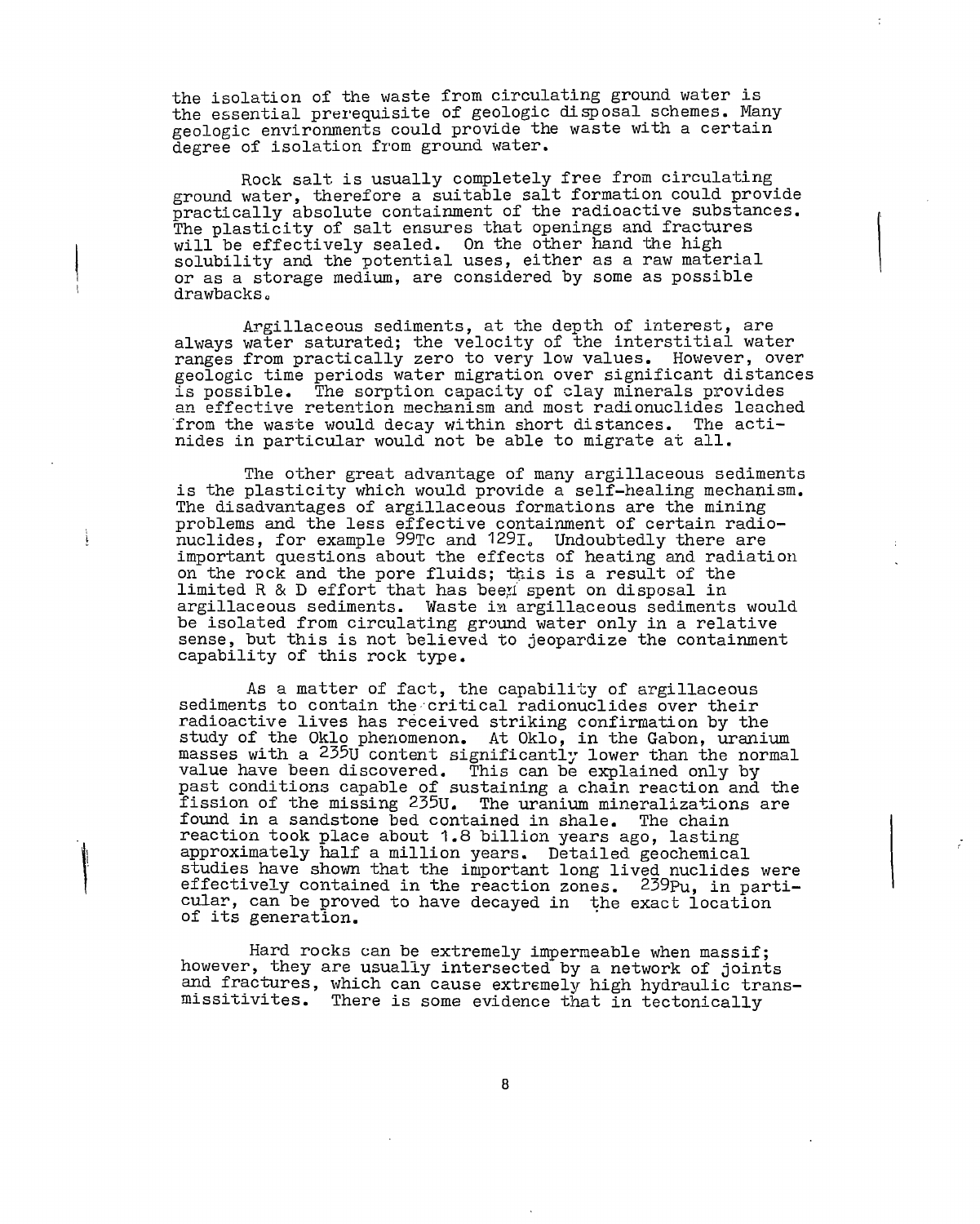the isolation of the waste from circulating ground water is the essential prerequisite of geologic disposal schemes. Many geologic environments could provide the waste with a certain degree of isolation from ground water.

Rock salt is usually completely free from circulating ground water, therefore a suitable salt formation could provide practically absolute containment of the radioactive substances. The plasticity of salt ensures that openings and fractures will be effectively sealed. On the other hand the high solubility and the potential uses, either as a raw material or as a storage medium, are considered by some as possible drawbacks.

Argillaceous sediments, at the depth of interest, are always water saturated; the velocity of the interstitial water ranges from practically zero to very low values. However, over geologic time periods water migration over significant distances is possible. The sorption capacity of clay minerals provides an effective retention mechanism and most radionuclides leached from the waste would decay within short distances. The actinides in particular would not be able to migrate at all.

The other great advantage of many argillaceous sediments is the plasticity which would provide a self-healing mechanism. The disadvantages of argillaceous formations are the mining problems and the less effective containment of certain radionuclides, for example $^{99}Tc$ and $^{129}I$. Undoubtedly there are important questions about the effects of heating and radiation on the rock and the pore fluids; this is a result of the limited R & D effort that has been spent on disposal in argillaceous sediments. Waste in argillaceous sediments would be isolated from circulating ground water only in a relative sense, but this is not believed to jeopardize the containment capability of this rock type.

As a matter of fact, the capability of argillaceous sediments to contain the critical radionuclides over their radioactive lives has received striking confirmation by the study of the Oklo phenomenon. At Oklo, in the Gabon, uranium masses with a $^{235}U$ content significantly lower than the normal value have been discovered. This can be explained only by past conditions capable of sustaining a chain reaction and the fission of the missing $^{235}U$. The uranium mineralizations are found in a sandstone bed contained in shale. The chain reaction took place about 1.8 billion years ago, lasting approximately half a million years. Detailed geochemical studies have shown that the important long lived nuclides were effectively contained in the reaction zones. $^{239}Pu$, in particular, can be proved to have decayed in the exact location of its generation.

Hard rocks can be extremely impermeable when massif; however, they are usually intersected by a network of joints and fractures, which can cause extremely high hydraulic transmissitivites. There is some evidence that in tectonically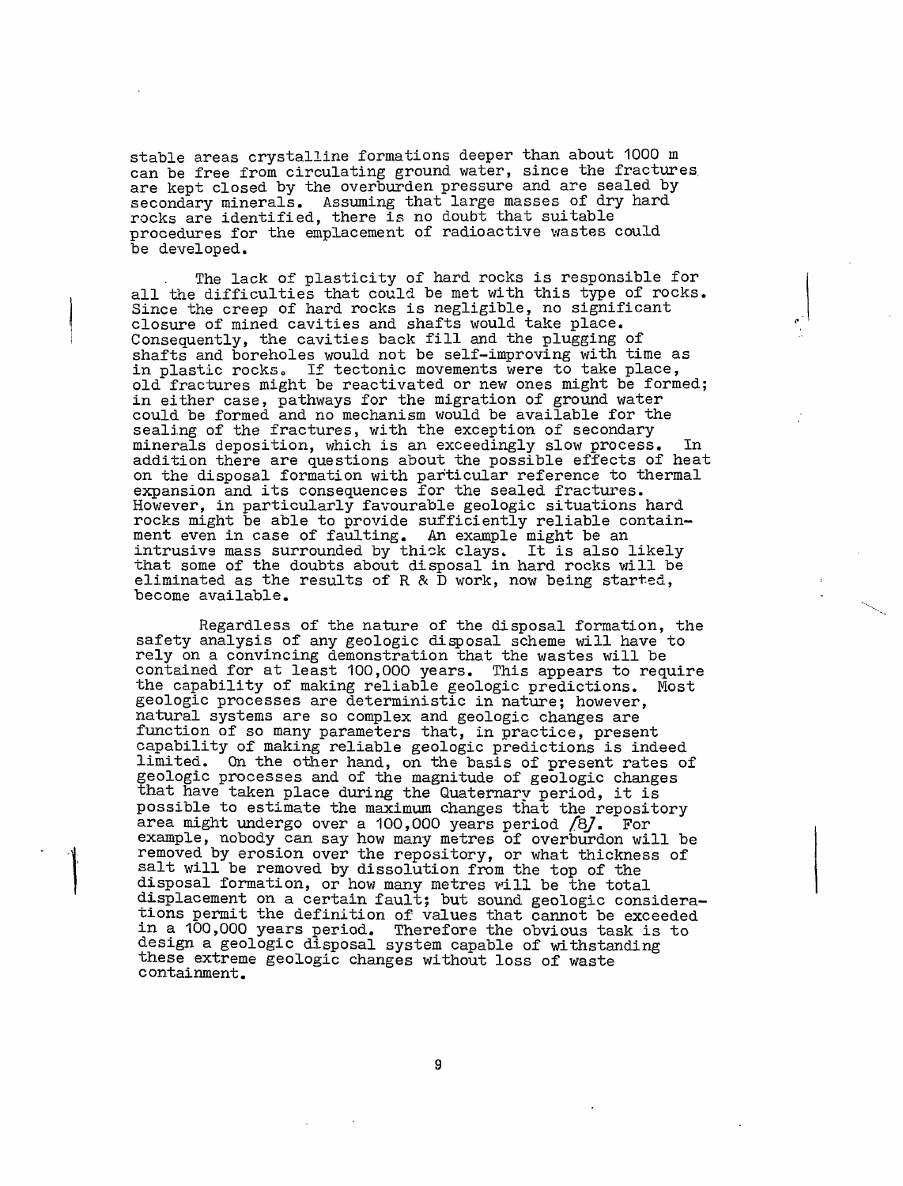stable areas crystalline formations deeper than about 1000 m can be free from circulating ground water, since the fractures are kept closed by the overburden pressure and are sealed by secondary minerals. Assuming that large masses of dry hard rocks are identified, there is no doubt that suitable procedures for the emplacement of radioactive wastes could be developed.

The lack of plasticity of hard rocks is responsible for all the difficulties that could be met with this type of rocks. Since the creep of hard rocks is negligible, no significant closure of mined cavities and shafts would take place. Consequently, the cavities back fill and the plugging of shafts and boreholes would not be self-improving with time as in plastic rocks. If tectonic movements were to take place, old fractures might be reactivated or new ones might be formed; in either case, pathways for the migration of ground water could be formed and no mechanism would be available for the sealing of the fractures, with the exception of secondary minerals deposition, which is an exceedingly slow process. In addition there are questions about the possible effects of heat on the disposal formation with particular reference to thermal expansion and its consequences for the sealed fractures. However, in particularly favourable geologic situations hard rocks might be able to provide sufficiently reliable containment even in case of faulting. An example might be an intrusive mass surrounded by thick clays. It is also likely that some of the doubts about disposal in hard rocks will be eliminated as the results of R & D work, now being started, become available.

Regardless of the nature of the disposal formation, the safety analysis of any geologic disposal scheme will have to rely on a convincing demonstration that the wastes will be contained for at least 100,000 years. This appears to require the capability of making reliable geologic predictions. Most geologic processes are deterministic in nature; however, natural systems are so complex and geologic changes are function of so many parameters that, in practice, present capability of making reliable geologic predictions is indeed limited. On the other hand, on the basis of present rates of geologic processes and of the magnitude of geologic changes that have taken place during the Quaternary period, it is possible to estimate the maximum changes that the repository area might undergo over a 100,000 years period [8]. For example, nobody can say how many metres of overburdon will be removed by erosion over the repository, or what thickness of salt will be removed by dissolution from the top of the disposal formation, or how many metres will be the total displacement on a certain fault; but sound geologic considerations permit the definition of values that cannot be exceeded in a 100,000 years period. Therefore the obvious task is to design a geologic disposal system capable of withstanding these extreme geologic changes without loss of waste containment.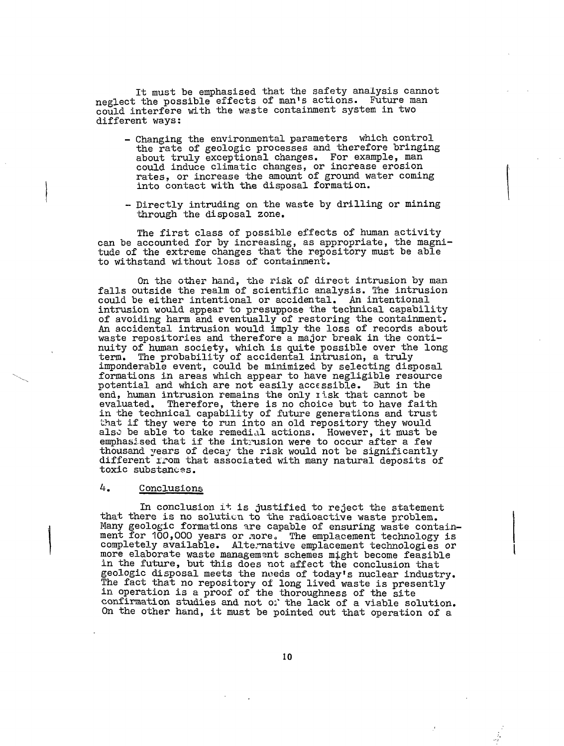It must be emphasised that the safety analysis cannot neglect the possible effects of man's actions. Future man could interfere with the waste containment system in two different ways:

- Changing the environmental parameters which control the rate of geologic processes and therefore bringing about truly exceptional changes. For example, man could induce climatic changes, or increase erosion rates, or increase the amount of ground water coming into contact with the disposal formation.
- Directly intruding on the waste by drilling or mining through the disposal zone.

The first class of possible effects of human activity can be accounted for by increasing, as appropriate, the magnitude of the extreme changes that the repository must be able to withstand without loss of containment.

On the other hand, the risk of direct intrusion by man falls outside the realm of scientific analysis. The intrusion could be either intentional or accidental. An intentional intrusion would appear to presuppose the technical capability of avoiding harm and eventually of restoring the containment. An accidental intrusion would imply the loss of records about waste repositories and therefore a major break in the continuity of human society, which is quite possible over the long term. The probability of accidental intrusion, a truly imponderable event, could be minimized by selecting disposal formations in areas which appear to have negligible resource potential and which are not easily accessible. But in the end, human intrusion remains the only risk that cannot be evaluated. Therefore, there is no choice but to have faith in the technical capability of future generations and trust that if they were to run into an old repository they would also be able to take remedial actions. However, it must be emphasised that if the intrusion were to occur after a few thousand years of decay the risk would not be significantly different from that associated with many natural deposits of toxic substances.

## 4. Conclusions

In conclusion it is justified to reject the statement that there is no solution to the radioactive waste problem. Many geologic formations are capable of ensuring waste containment for 100,000 years or more. The emplacement technology is completely available. Alternative emplacement technologies or more elaborate waste management schemes might become feasible in the future, but this does not affect the conclusion that geologic disposal meets the needs of today's nuclear industry. The fact that no repository of long lived waste is presently in operation is a proof of the thoroughness of the site confirmation studies and not of the lack of a viable solution. On the other hand, it must be pointed out that operation of a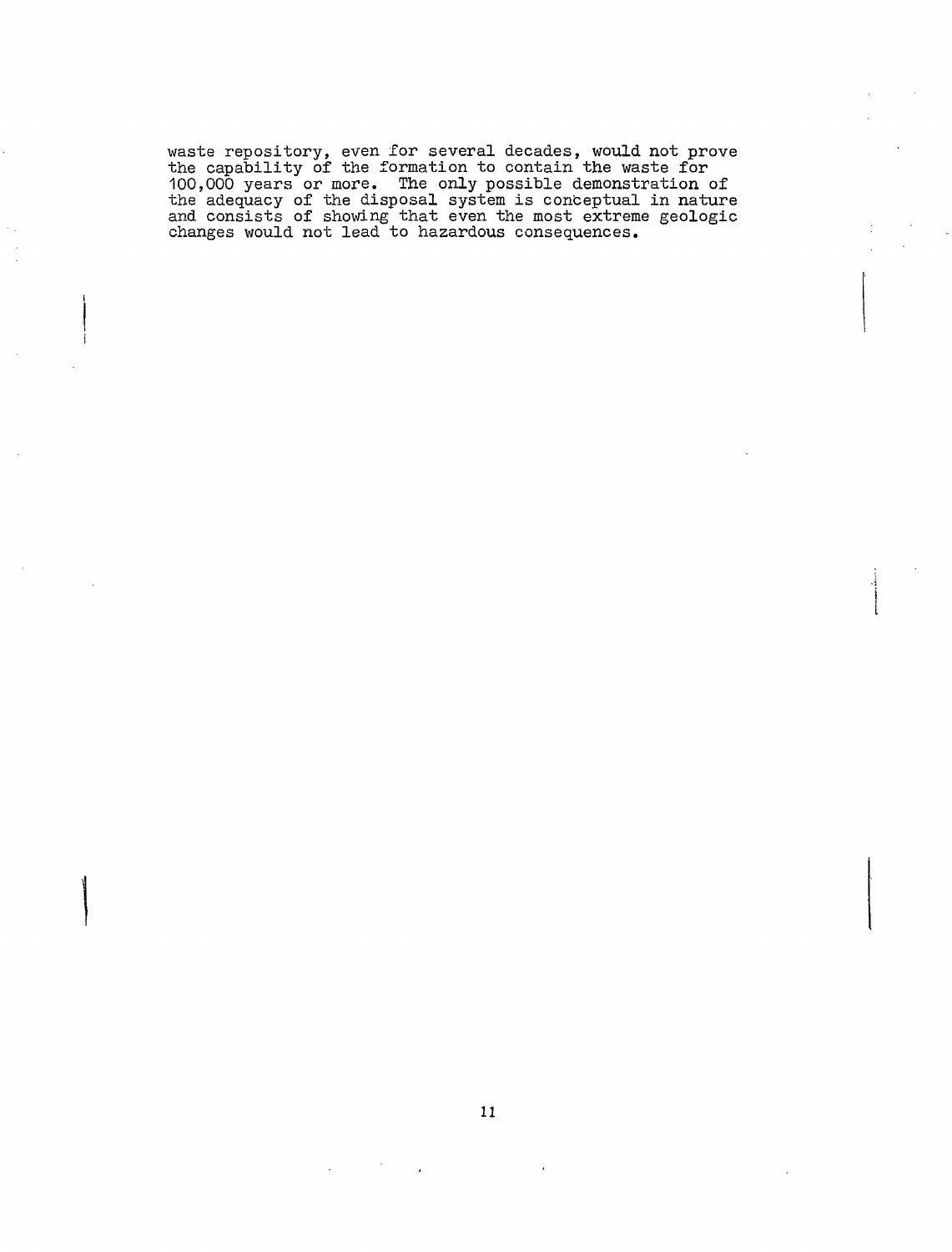waste repository, even for several decades, would not prove the capability of the formation to contain the waste for 100,000 years or more. The only possible demonstration of the adequacy of the disposal system is conceptual in nature and consists of showing that even the most extreme geologic changes would not lead to hazardous consequences.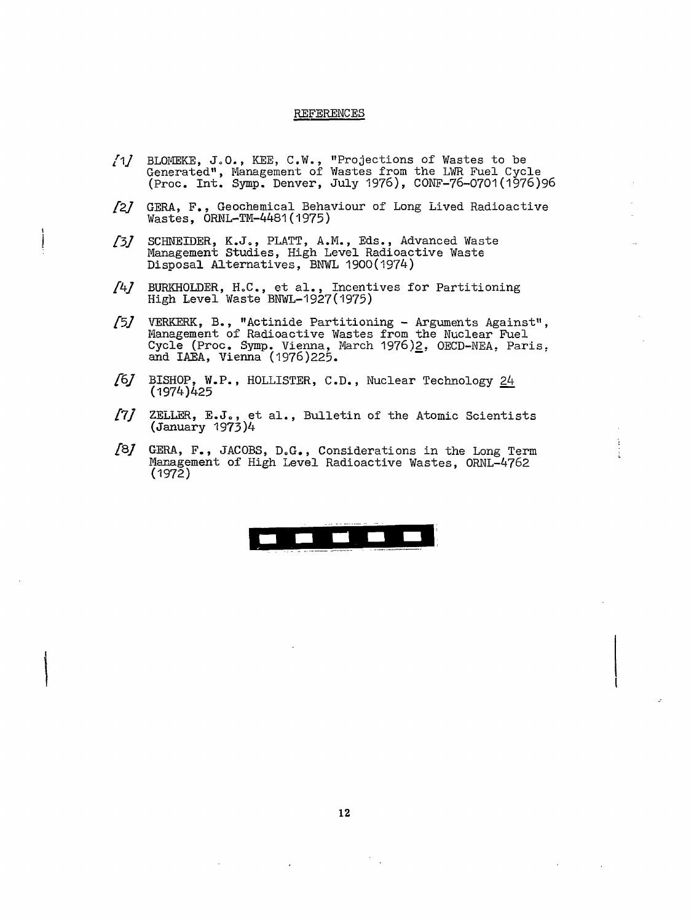## REFERENCES

[1] BLOMEKE, J.O., KEE, C.W., "Projections of Wastes to be Generated", Management of Wastes from the LWR Fuel Cycle (Proc. Int. Symp. Denver, July 1976), CONF-76-0701(1976)96

[2] GERA, F., Geochemical Behaviour of Long Lived Radioactive Wastes, ORNL-TM-4481(1975)

[3] SCHNEIDER, K.J., PLATT, A.M., Eds., Advanced Waste Management Studies, High Level Radioactive Waste Disposal Alternatives, BNWL 1900(1974)

[4] BURKHOLDER, H.C., et al., Incentives for Partitioning High Level Waste BNWL-1927(1975)

[5] VERKERK, B., "Actinide Partitioning - Arguments Against", Management of Radioactive Wastes from the Nuclear Fuel Cycle (Proc. Symp. Vienna, March 1976)2, OECD-NEA, Paris, and IAEA, Vienna (1976)225.

[6] BISHOP, W.P., HOLLISTER, C.D., Nuclear Technology 24 (1974)425

[7] ZELLER, E.J., et al., Bulletin of the Atomic Scientists (January 1973)4

[8] GERA, F., JACOBS, D.G., Considerations in the Long Term Management of High Level Radioactive Wastes, ORNL-4762 (1972)